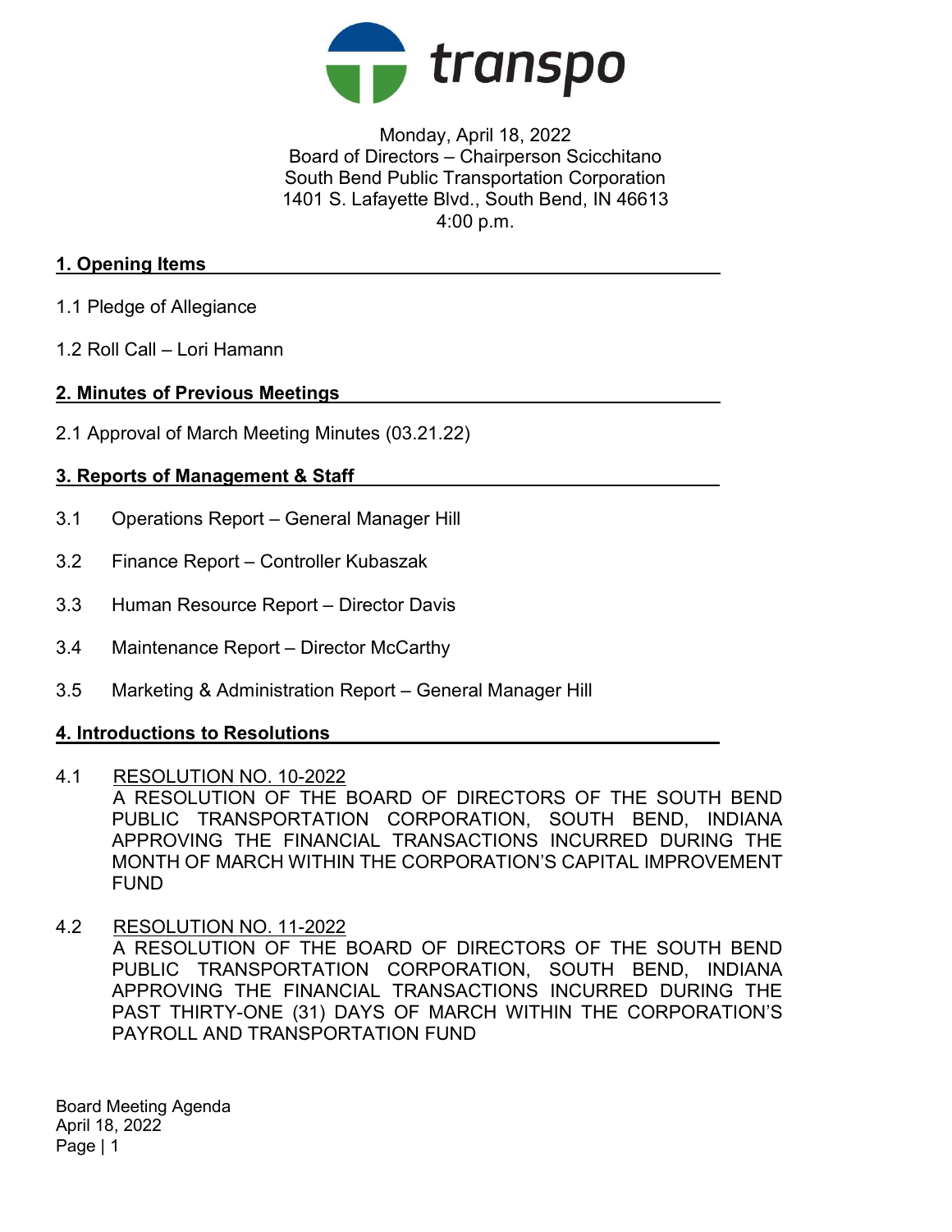transpo

Monday, April 18, 2022
Board of Directors – Chairperson Scicchitano
South Bend Public Transportation Corporation
1401 S. Lafayette Blvd., South Bend, IN 46613
4:00 p.m.

## 1. Opening Items

1.1 Pledge of Allegiance

1.2 Roll Call – Lori Hamann

## 2. Minutes of Previous Meetings

2.1 Approval of March Meeting Minutes (03.21.22)

## 3. Reports of Management & Staff

3.1 Operations Report – General Manager Hill

3.2 Finance Report – Controller Kubaszak

3.3 Human Resource Report – Director Davis

3.4 Maintenance Report – Director McCarthy

3.5 Marketing & Administration Report – General Manager Hill

## 4. Introductions to Resolutions

4.1 RESOLUTION NO. 10-2022
A RESOLUTION OF THE BOARD OF DIRECTORS OF THE SOUTH BEND PUBLIC TRANSPORTATION CORPORATION, SOUTH BEND, INDIANA APPROVING THE FINANCIAL TRANSACTIONS INCURRED DURING THE MONTH OF MARCH WITHIN THE CORPORATION'S CAPITAL IMPROVEMENT FUND

4.2 RESOLUTION NO. 11-2022
A RESOLUTION OF THE BOARD OF DIRECTORS OF THE SOUTH BEND PUBLIC TRANSPORTATION CORPORATION, SOUTH BEND, INDIANA APPROVING THE FINANCIAL TRANSACTIONS INCURRED DURING THE PAST THIRTY-ONE (31) DAYS OF MARCH WITHIN THE CORPORATION'S PAYROLL AND TRANSPORTATION FUND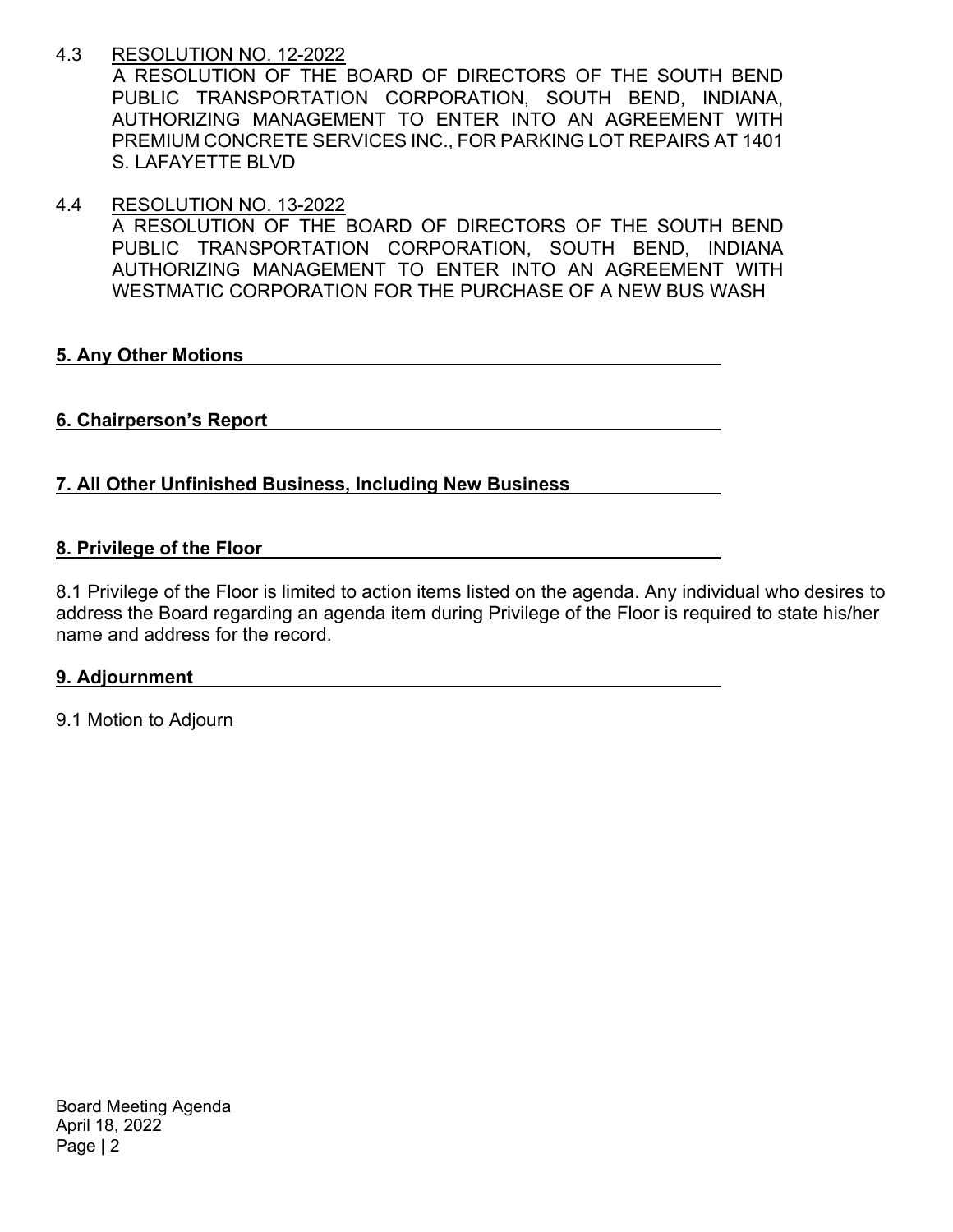4.3 <u>RESOLUTION NO. 12-2022</u>
A RESOLUTION OF THE BOARD OF DIRECTORS OF THE SOUTH BEND PUBLIC TRANSPORTATION CORPORATION, SOUTH BEND, INDIANA, AUTHORIZING MANAGEMENT TO ENTER INTO AN AGREEMENT WITH PREMIUM CONCRETE SERVICES INC., FOR PARKING LOT REPAIRS AT 1401 S. LAFAYETTE BLVD

4.4 <u>RESOLUTION NO. 13-2022</u>
A RESOLUTION OF THE BOARD OF DIRECTORS OF THE SOUTH BEND PUBLIC TRANSPORTATION CORPORATION, SOUTH BEND, INDIANA AUTHORIZING MANAGEMENT TO ENTER INTO AN AGREEMENT WITH WESTMATIC CORPORATION FOR THE PURCHASE OF A NEW BUS WASH

**5. Any Other Motions**

**6. Chairperson's Report**

**7. All Other Unfinished Business, Including New Business**

**8. Privilege of the Floor**

8.1 Privilege of the Floor is limited to action items listed on the agenda. Any individual who desires to address the Board regarding an agenda item during Privilege of the Floor is required to state his/her name and address for the record.

**9. Adjournment**

9.1 Motion to Adjourn